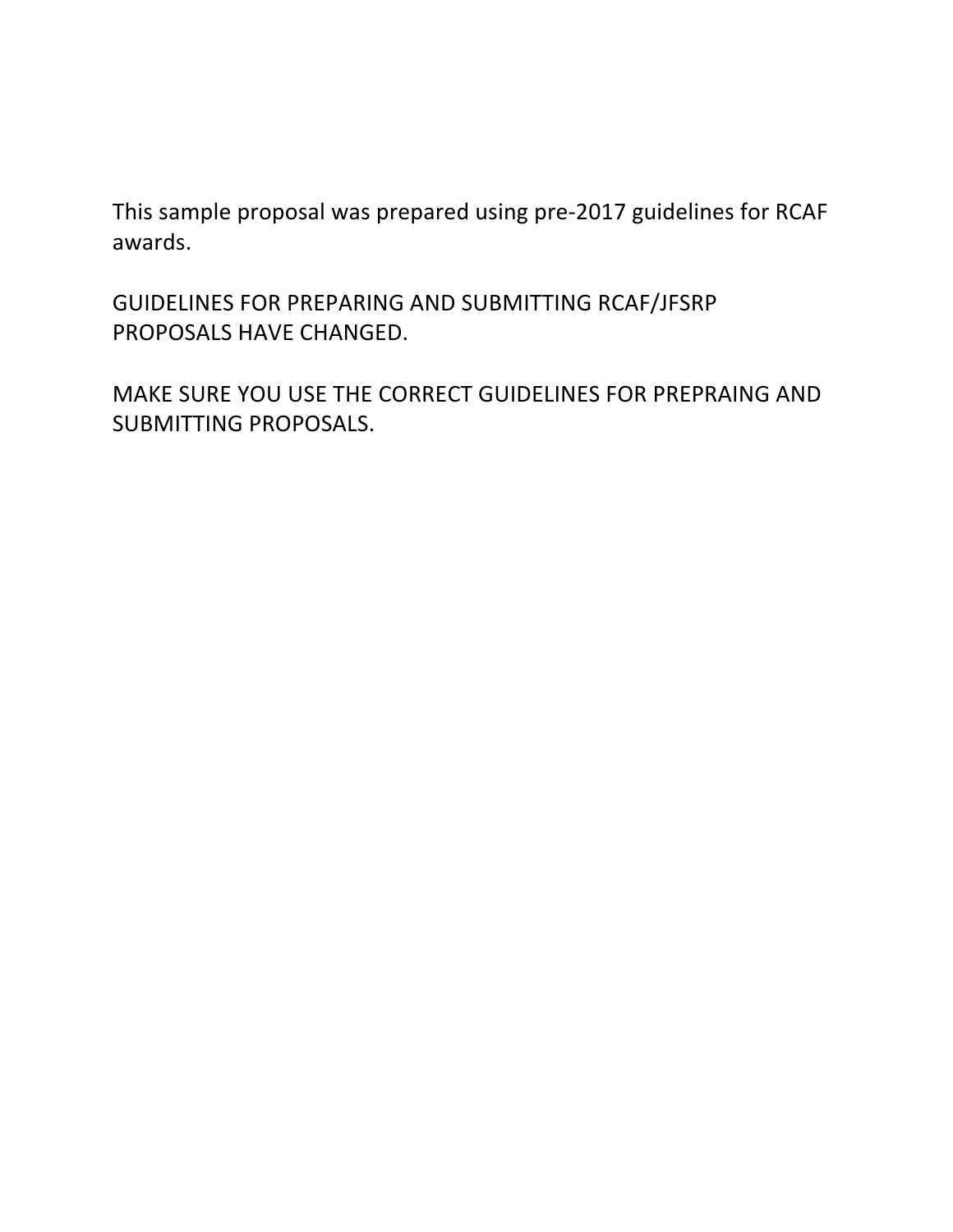This sample proposal was prepared using pre-2017 guidelines for RCAF awards.

GUIDELINES FOR PREPARING AND SUBMITTING RCAF/JFSRP PROPOSALS HAVE CHANGED.

MAKE SURE YOU USE THE CORRECT GUIDELINES FOR PREPRAING AND SUBMITTING PROPOSALS.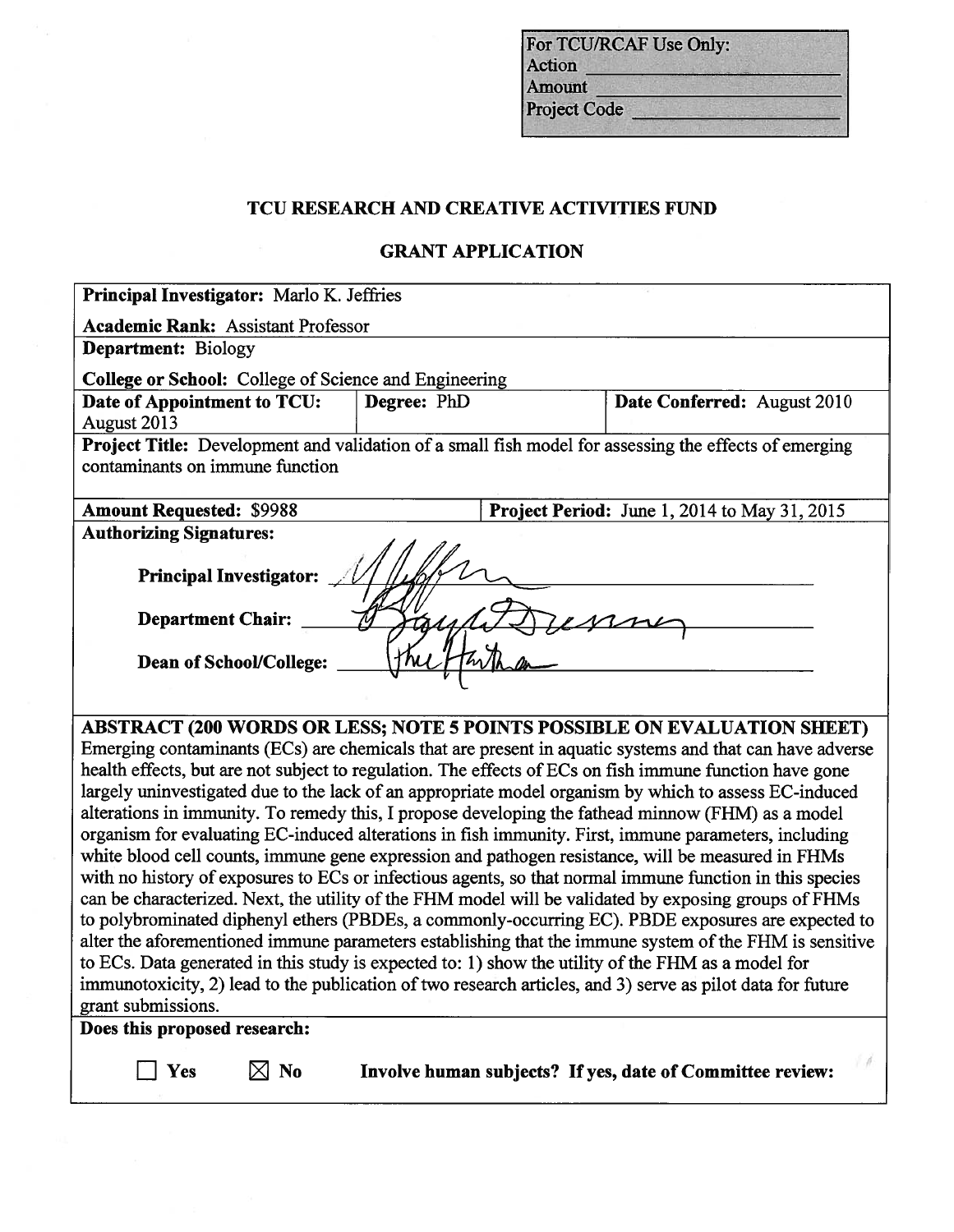| For TCU/RCAF Use Only: |
|---|
| Action ____________ |
| Amount ____________ |
| Project Code ____________ |

## TCU RESEARCH AND CREATIVE ACTIVITIES FUND

## GRANT APPLICATION

**Principal Investigator:** Marlo K. Jeffries

**Academic Rank:** Assistant Professor

**Department:** Biology

**College or School:** College of Science and Engineering

| **Date of Appointment to TCU:** August 2013 | **Degree:** PhD | **Date Conferred:** August 2010 |
|---|---|---|

**Project Title:** Development and validation of a small fish model for assessing the effects of emerging contaminants on immune function

| **Amount Requested:** $9988 | **Project Period:** June 1, 2014 to May 31, 2015 |
|---|---|

**Authorizing Signatures:**

**Principal Investigator:** ____________

**Department Chair:** ____________

**Dean of School/College:** ____________

**ABSTRACT (200 WORDS OR LESS; NOTE 5 POINTS POSSIBLE ON EVALUATION SHEET)**

Emerging contaminants (ECs) are chemicals that are present in aquatic systems and that can have adverse health effects, but are not subject to regulation. The effects of ECs on fish immune function have gone largely uninvestigated due to the lack of an appropriate model organism by which to assess EC-induced alterations in immunity. To remedy this, I propose developing the fathead minnow (FHM) as a model organism for evaluating EC-induced alterations in fish immunity. First, immune parameters, including white blood cell counts, immune gene expression and pathogen resistance, will be measured in FHMs with no history of exposures to ECs or infectious agents, so that normal immune function in this species can be characterized. Next, the utility of the FHM model will be validated by exposing groups of FHMs to polybrominated diphenyl ethers (PBDEs, a commonly-occurring EC). PBDE exposures are expected to alter the aforementioned immune parameters establishing that the immune system of the FHM is sensitive to ECs. Data generated in this study is expected to: 1) show the utility of the FHM as a model for immunotoxicity, 2) lead to the publication of two research articles, and 3) serve as pilot data for future grant submissions.

**Does this proposed research:**

☐ **Yes** ☒ **No** **Involve human subjects? If yes, date of Committee review:**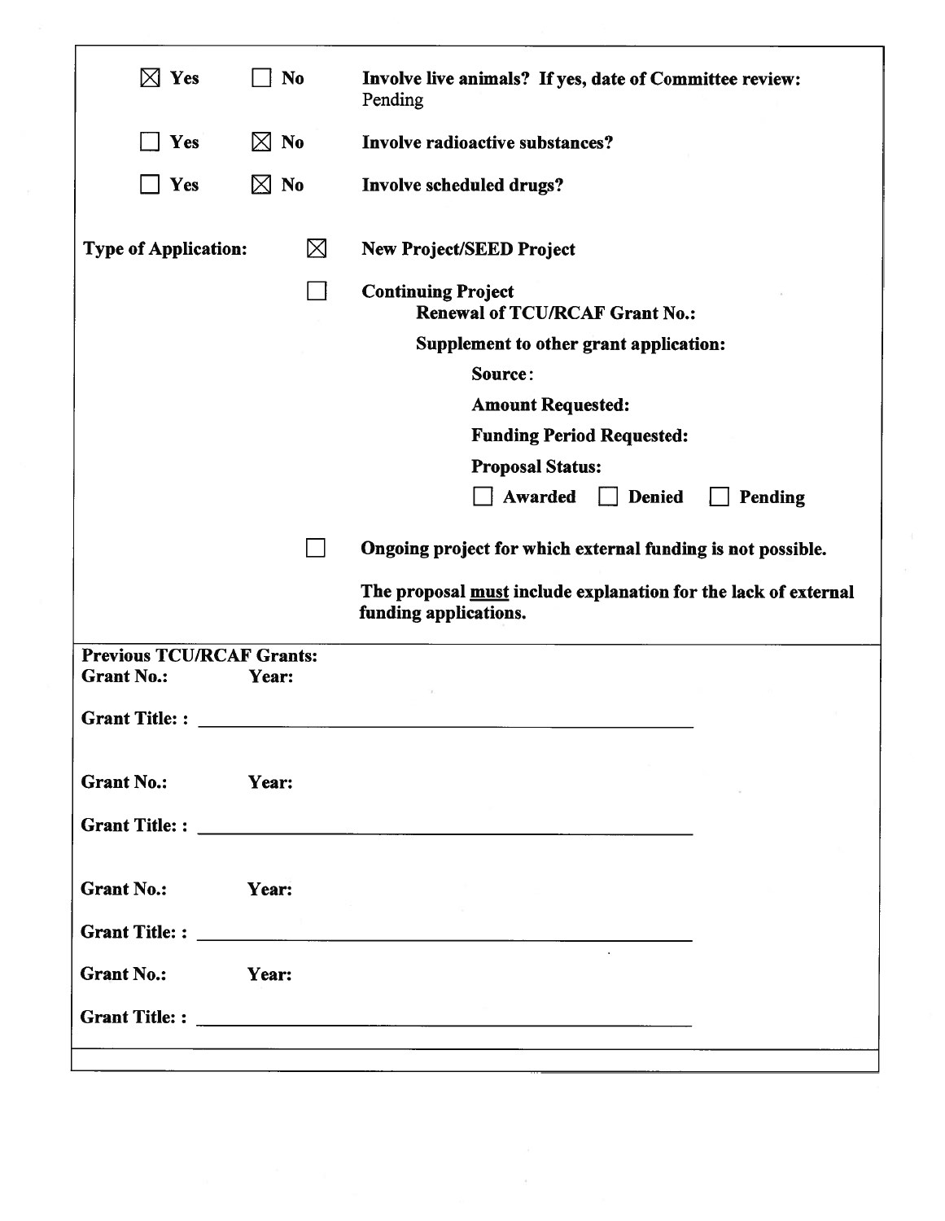| | | |
|---|---|---|
| ☒ **Yes** | ☐ **No** | **Involve live animals? If yes, date of Committee review:** Pending |
| ☐ **Yes** | ☒ **No** | **Involve radioactive substances?** |
| ☐ **Yes** | ☒ **No** | **Involve scheduled drugs?** |

**Type of Application:**

☒ **New Project/SEED Project**

☐ **Continuing Project**

**Renewal of TCU/RCAF Grant No.:**

**Supplement to other grant application:**

**Source:**

**Amount Requested:**

**Funding Period Requested:**

**Proposal Status:**

☐ **Awarded** ☐ **Denied** ☐ **Pending**

☐ **Ongoing project for which external funding is not possible.**

**The proposal <u>must</u> include explanation for the lack of external funding applications.**

---

**Previous TCU/RCAF Grants:**

**Grant No.:** **Year:**

**Grant Title: :** ______________________________________________

**Grant No.:** **Year:**

**Grant Title: :** ______________________________________________

**Grant No.:** **Year:**

**Grant Title: :** ______________________________________________

**Grant No.:** **Year:**

**Grant Title: :** ______________________________________________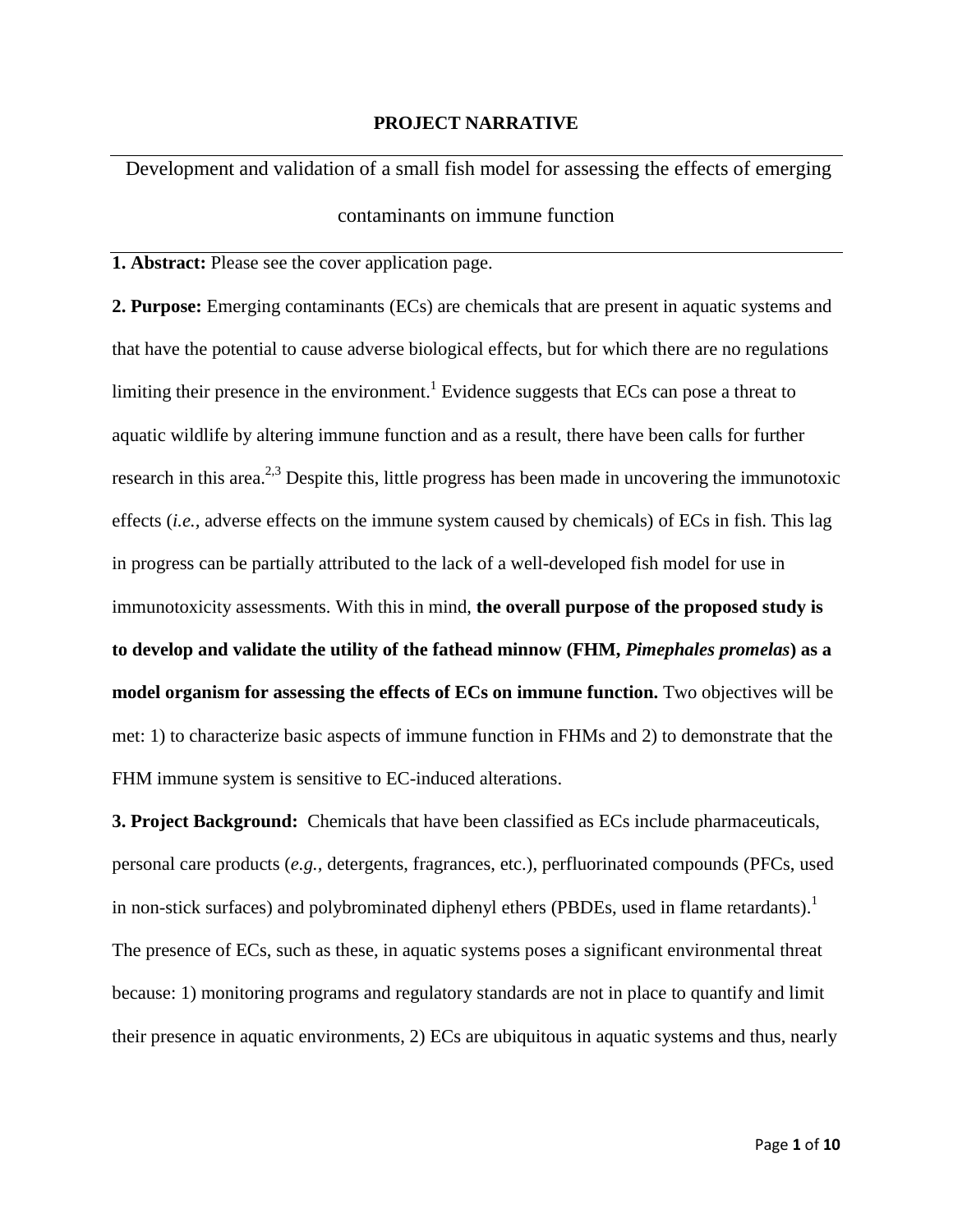# PROJECT NARRATIVE

## Development and validation of a small fish model for assessing the effects of emerging contaminants on immune function

**1. Abstract:** Please see the cover application page.

**2. Purpose:** Emerging contaminants (ECs) are chemicals that are present in aquatic systems and that have the potential to cause adverse biological effects, but for which there are no regulations limiting their presence in the environment.[1] Evidence suggests that ECs can pose a threat to aquatic wildlife by altering immune function and as a result, there have been calls for further research in this area.[2,3] Despite this, little progress has been made in uncovering the immunotoxic effects (*i.e.,* adverse effects on the immune system caused by chemicals) of ECs in fish. This lag in progress can be partially attributed to the lack of a well-developed fish model for use in immunotoxicity assessments. With this in mind, **the overall purpose of the proposed study is to develop and validate the utility of the fathead minnow (FHM, *Pimephales promelas*) as a model organism for assessing the effects of ECs on immune function.** Two objectives will be met: 1) to characterize basic aspects of immune function in FHMs and 2) to demonstrate that the FHM immune system is sensitive to EC-induced alterations.

**3. Project Background:** Chemicals that have been classified as ECs include pharmaceuticals, personal care products (*e.g.,* detergents, fragrances, etc.), perfluorinated compounds (PFCs, used in non-stick surfaces) and polybrominated diphenyl ethers (PBDEs, used in flame retardants).[1] The presence of ECs, such as these, in aquatic systems poses a significant environmental threat because: 1) monitoring programs and regulatory standards are not in place to quantify and limit their presence in aquatic environments, 2) ECs are ubiquitous in aquatic systems and thus, nearly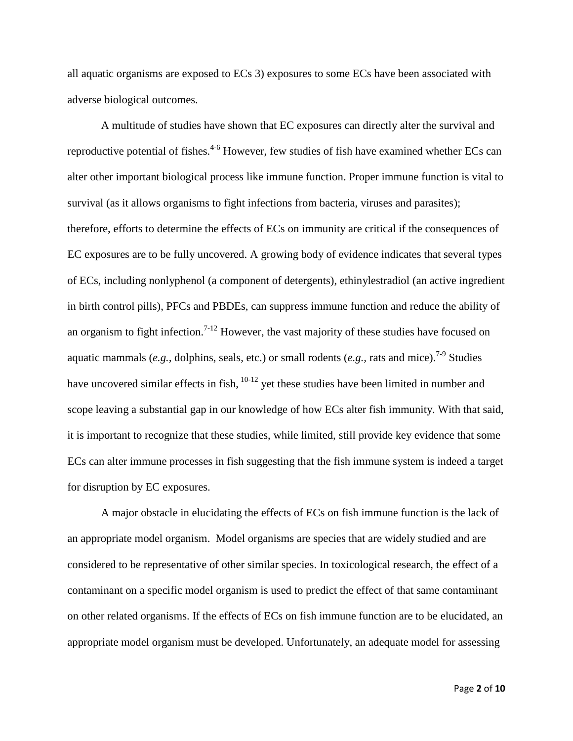all aquatic organisms are exposed to ECs 3) exposures to some ECs have been associated with adverse biological outcomes.

A multitude of studies have shown that EC exposures can directly alter the survival and reproductive potential of fishes.[4-6] However, few studies of fish have examined whether ECs can alter other important biological process like immune function. Proper immune function is vital to survival (as it allows organisms to fight infections from bacteria, viruses and parasites); therefore, efforts to determine the effects of ECs on immunity are critical if the consequences of EC exposures are to be fully uncovered. A growing body of evidence indicates that several types of ECs, including nonlyphenol (a component of detergents), ethinylestradiol (an active ingredient in birth control pills), PFCs and PBDEs, can suppress immune function and reduce the ability of an organism to fight infection.[7-12] However, the vast majority of these studies have focused on aquatic mammals (*e.g.*, dolphins, seals, etc.) or small rodents (*e.g.*, rats and mice).[7-9] Studies have uncovered similar effects in fish, [10-12] yet these studies have been limited in number and scope leaving a substantial gap in our knowledge of how ECs alter fish immunity. With that said, it is important to recognize that these studies, while limited, still provide key evidence that some ECs can alter immune processes in fish suggesting that the fish immune system is indeed a target for disruption by EC exposures.

A major obstacle in elucidating the effects of ECs on fish immune function is the lack of an appropriate model organism. Model organisms are species that are widely studied and are considered to be representative of other similar species. In toxicological research, the effect of a contaminant on a specific model organism is used to predict the effect of that same contaminant on other related organisms. If the effects of ECs on fish immune function are to be elucidated, an appropriate model organism must be developed. Unfortunately, an adequate model for assessing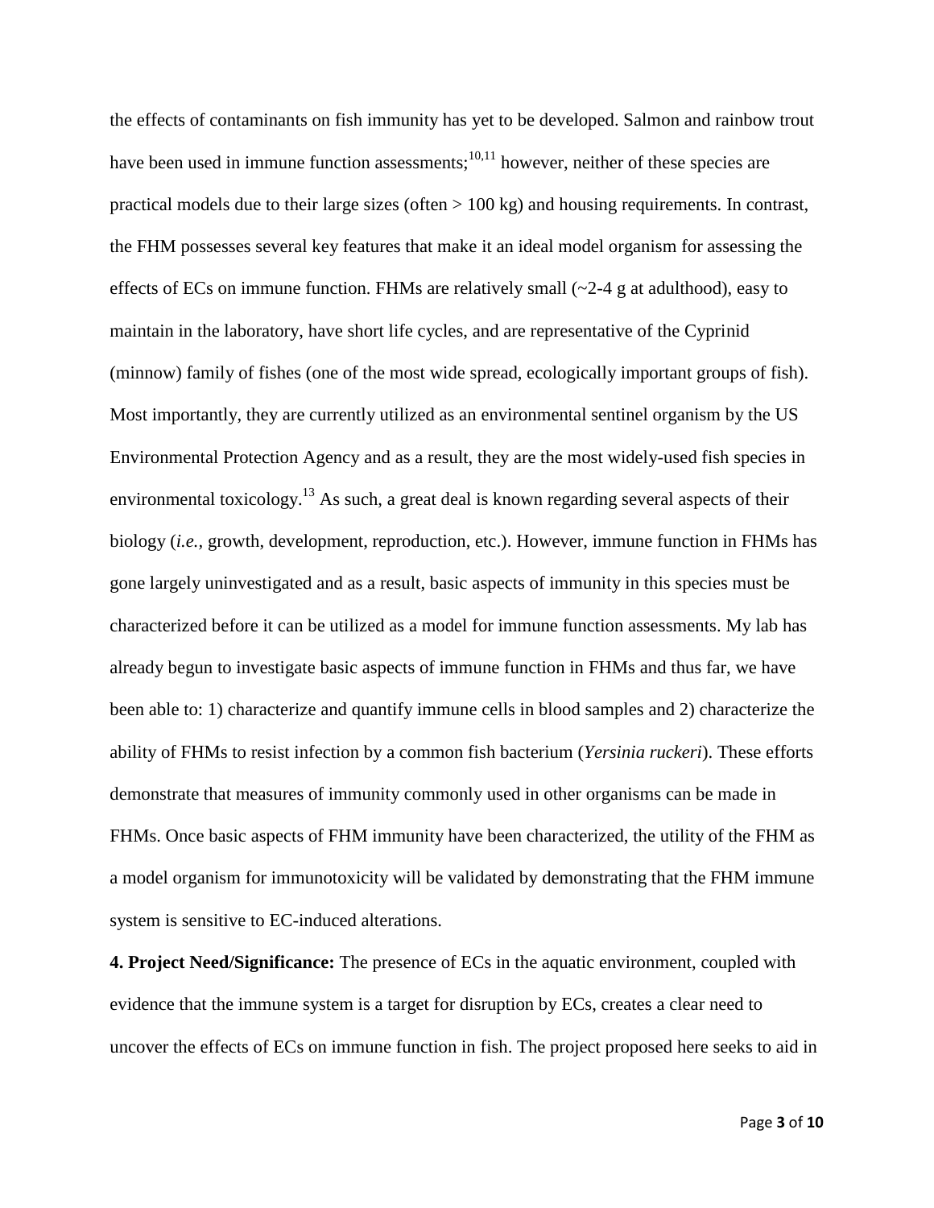the effects of contaminants on fish immunity has yet to be developed. Salmon and rainbow trout have been used in immune function assessments;[10,11] however, neither of these species are practical models due to their large sizes (often > 100 kg) and housing requirements. In contrast, the FHM possesses several key features that make it an ideal model organism for assessing the effects of ECs on immune function. FHMs are relatively small (~2-4 g at adulthood), easy to maintain in the laboratory, have short life cycles, and are representative of the Cyprinid (minnow) family of fishes (one of the most wide spread, ecologically important groups of fish). Most importantly, they are currently utilized as an environmental sentinel organism by the US Environmental Protection Agency and as a result, they are the most widely-used fish species in environmental toxicology.[13] As such, a great deal is known regarding several aspects of their biology (*i.e.,* growth, development, reproduction, etc.). However, immune function in FHMs has gone largely uninvestigated and as a result, basic aspects of immunity in this species must be characterized before it can be utilized as a model for immune function assessments. My lab has already begun to investigate basic aspects of immune function in FHMs and thus far, we have been able to: 1) characterize and quantify immune cells in blood samples and 2) characterize the ability of FHMs to resist infection by a common fish bacterium (*Yersinia ruckeri*). These efforts demonstrate that measures of immunity commonly used in other organisms can be made in FHMs. Once basic aspects of FHM immunity have been characterized, the utility of the FHM as a model organism for immunotoxicity will be validated by demonstrating that the FHM immune system is sensitive to EC-induced alterations.

**4. Project Need/Significance:** The presence of ECs in the aquatic environment, coupled with evidence that the immune system is a target for disruption by ECs, creates a clear need to uncover the effects of ECs on immune function in fish. The project proposed here seeks to aid in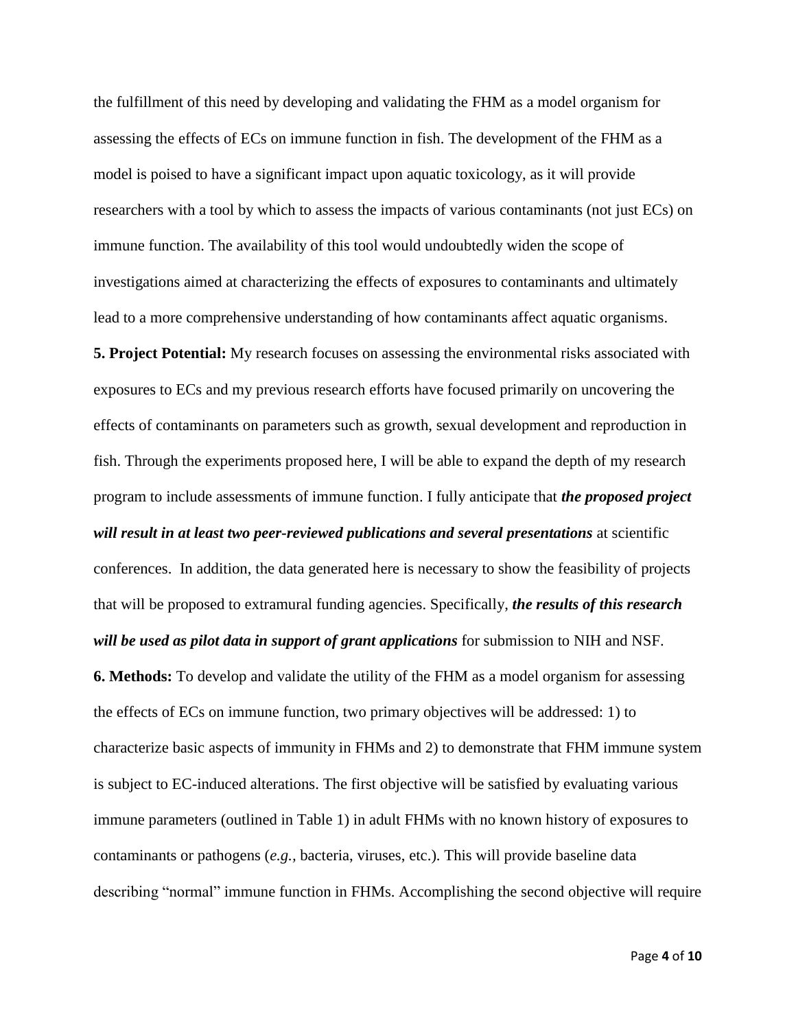the fulfillment of this need by developing and validating the FHM as a model organism for assessing the effects of ECs on immune function in fish. The development of the FHM as a model is poised to have a significant impact upon aquatic toxicology, as it will provide researchers with a tool by which to assess the impacts of various contaminants (not just ECs) on immune function. The availability of this tool would undoubtedly widen the scope of investigations aimed at characterizing the effects of exposures to contaminants and ultimately lead to a more comprehensive understanding of how contaminants affect aquatic organisms.

**5. Project Potential:** My research focuses on assessing the environmental risks associated with exposures to ECs and my previous research efforts have focused primarily on uncovering the effects of contaminants on parameters such as growth, sexual development and reproduction in fish. Through the experiments proposed here, I will be able to expand the depth of my research program to include assessments of immune function. I fully anticipate that ***the proposed project will result in at least two peer-reviewed publications and several presentations*** at scientific conferences. In addition, the data generated here is necessary to show the feasibility of projects that will be proposed to extramural funding agencies. Specifically, ***the results of this research will be used as pilot data in support of grant applications*** for submission to NIH and NSF.

**6. Methods:** To develop and validate the utility of the FHM as a model organism for assessing the effects of ECs on immune function, two primary objectives will be addressed: 1) to characterize basic aspects of immunity in FHMs and 2) to demonstrate that FHM immune system is subject to EC-induced alterations. The first objective will be satisfied by evaluating various immune parameters (outlined in Table 1) in adult FHMs with no known history of exposures to contaminants or pathogens (*e.g.,* bacteria, viruses, etc.). This will provide baseline data describing "normal" immune function in FHMs. Accomplishing the second objective will require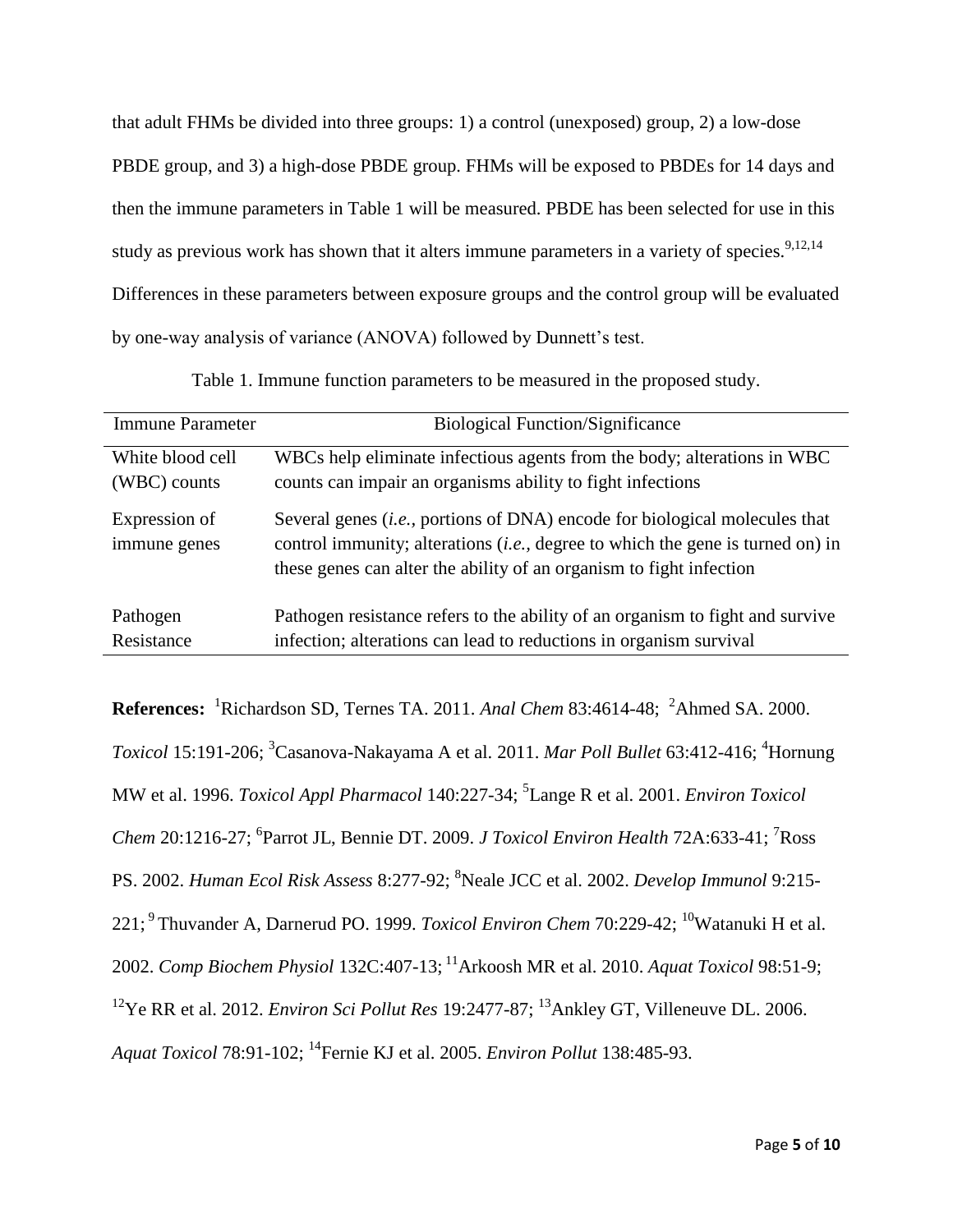that adult FHMs be divided into three groups: 1) a control (unexposed) group, 2) a low-dose PBDE group, and 3) a high-dose PBDE group. FHMs will be exposed to PBDEs for 14 days and then the immune parameters in Table 1 will be measured. PBDE has been selected for use in this study as previous work has shown that it alters immune parameters in a variety of species.[9,12,14] Differences in these parameters between exposure groups and the control group will be evaluated by one-way analysis of variance (ANOVA) followed by Dunnett's test.

Table 1. Immune function parameters to be measured in the proposed study.

| Immune Parameter | Biological Function/Significance |
|---|---|
| White blood cell (WBC) counts | WBCs help eliminate infectious agents from the body; alterations in WBC counts can impair an organisms ability to fight infections |
| Expression of immune genes | Several genes (*i.e.,* portions of DNA) encode for biological molecules that control immunity; alterations (*i.e.,* degree to which the gene is turned on) in these genes can alter the ability of an organism to fight infection |
| Pathogen Resistance | Pathogen resistance refers to the ability of an organism to fight and survive infection; alterations can lead to reductions in organism survival |

**References:** [1]Richardson SD, Ternes TA. 2011. *Anal Chem* 83:4614-48; [2]Ahmed SA. 2000. *Toxicol* 15:191-206; [3]Casanova-Nakayama A et al. 2011. *Mar Poll Bullet* 63:412-416; [4]Hornung MW et al. 1996. *Toxicol Appl Pharmacol* 140:227-34; [5]Lange R et al. 2001. *Environ Toxicol Chem* 20:1216-27; [6]Parrot JL, Bennie DT. 2009. *J Toxicol Environ Health* 72A:633-41; [7]Ross PS. 2002. *Human Ecol Risk Assess* 8:277-92; [8]Neale JCC et al. 2002. *Develop Immunol* 9:215-221; [9]Thuvander A, Darnerud PO. 1999. *Toxicol Environ Chem* 70:229-42; [10]Watanuki H et al. 2002. *Comp Biochem Physiol* 132C:407-13; [11]Arkoosh MR et al. 2010. *Aquat Toxicol* 98:51-9; [12]Ye RR et al. 2012. *Environ Sci Pollut Res* 19:2477-87; [13]Ankley GT, Villeneuve DL. 2006. *Aquat Toxicol* 78:91-102; [14]Fernie KJ et al. 2005. *Environ Pollut* 138:485-93.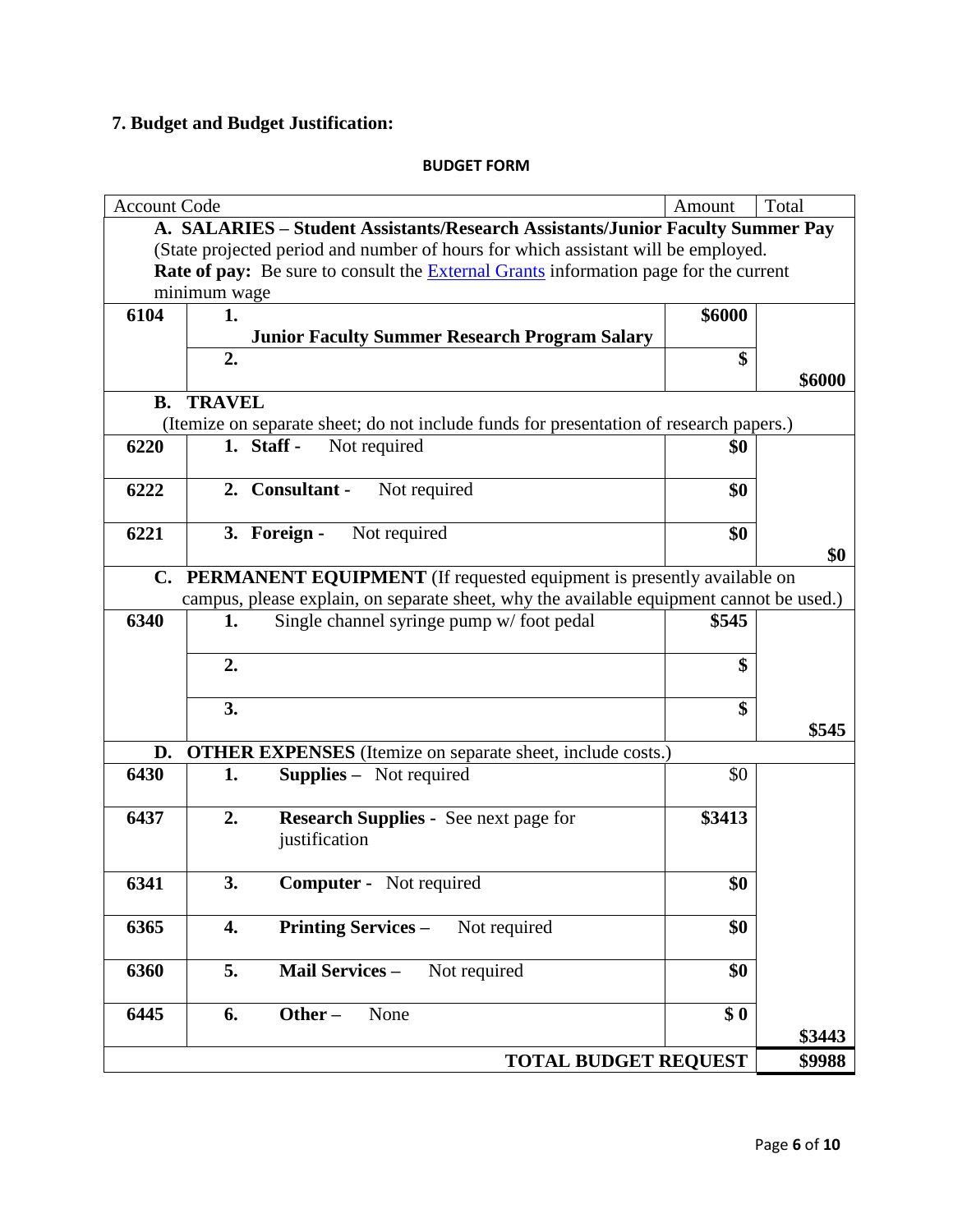## 7. Budget and Budget Justification:

**BUDGET FORM**

| Account Code | | Amount | Total |
|---|---|---|---|
| | **A. SALARIES – Student Assistants/Research Assistants/Junior Faculty Summer Pay** (State projected period and number of hours for which assistant will be employed. **Rate of pay:** Be sure to consult the External Grants information page for the current minimum wage | | |
| **6104** | **1. Junior Faculty Summer Research Program Salary** | **$6000** | |
| | **2.** | **$** | **$6000** |
| | **B. TRAVEL** (Itemize on separate sheet; do not include funds for presentation of research papers.) | | |
| **6220** | **1. Staff -** Not required | **$0** | |
| **6222** | **2. Consultant -** Not required | **$0** | |
| **6221** | **3. Foreign -** Not required | **$0** | **$0** |
| | **C. PERMANENT EQUIPMENT** (If requested equipment is presently available on campus, please explain, on separate sheet, why the available equipment cannot be used.) | | |
| **6340** | **1.** Single channel syringe pump w/ foot pedal | **$545** | |
| | **2.** | **$** | |
| | **3.** | **$** | **$545** |
| | **D. OTHER EXPENSES** (Itemize on separate sheet, include costs.) | | |
| **6430** | **1. Supplies –** Not required | $0 | |
| **6437** | **2. Research Supplies -** See next page for justification | **$3413** | |
| **6341** | **3. Computer -** Not required | **$0** | |
| **6365** | **4. Printing Services –** Not required | **$0** | |
| **6360** | **5. Mail Services –** Not required | **$0** | |
| **6445** | **6. Other –** None | **$ 0** | **$3443** |
| | | **TOTAL BUDGET REQUEST** | **$9988** |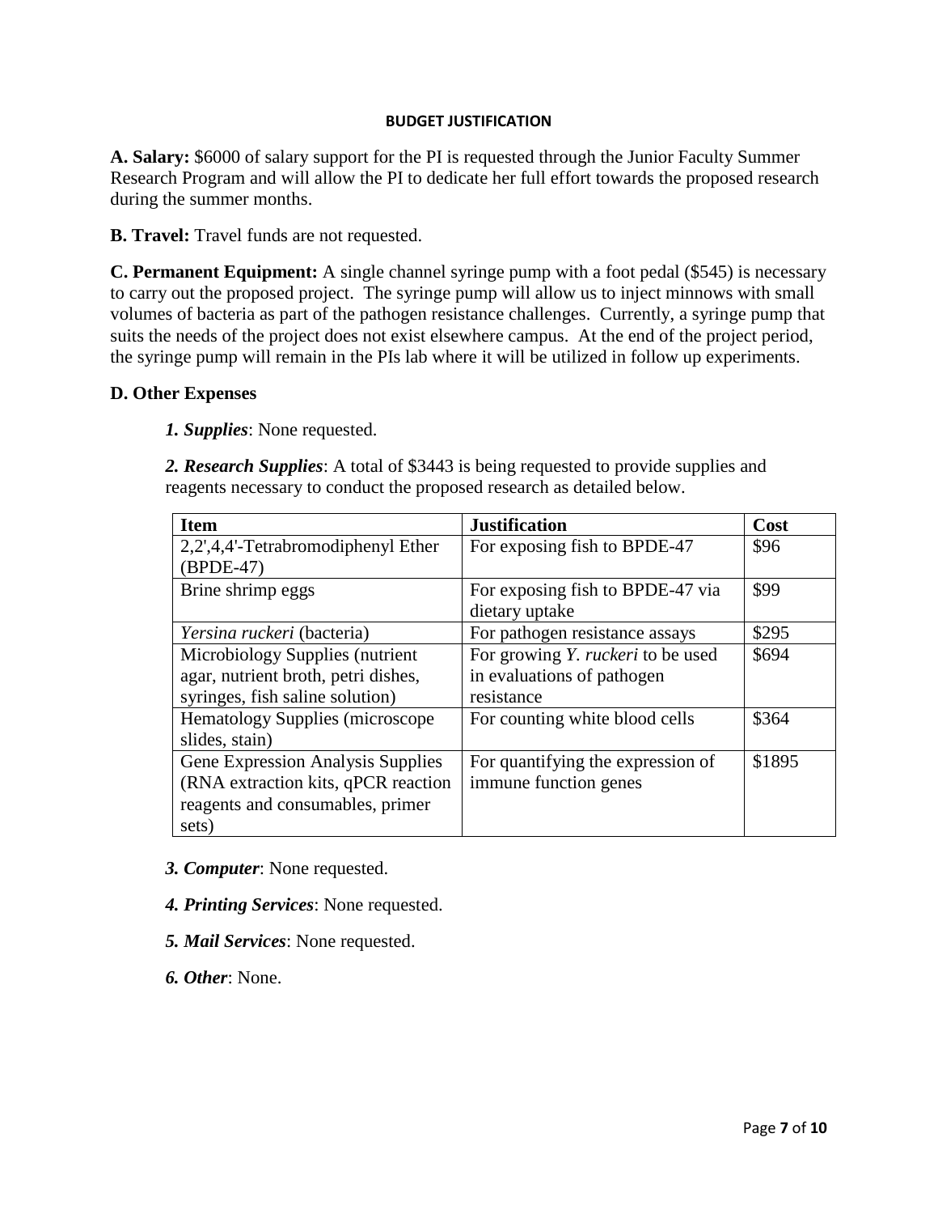# BUDGET JUSTIFICATION

**A. Salary:** $6000 of salary support for the PI is requested through the Junior Faculty Summer Research Program and will allow the PI to dedicate her full effort towards the proposed research during the summer months.

**B. Travel:** Travel funds are not requested.

**C. Permanent Equipment:** A single channel syringe pump with a foot pedal ($545) is necessary to carry out the proposed project. The syringe pump will allow us to inject minnows with small volumes of bacteria as part of the pathogen resistance challenges. Currently, a syringe pump that suits the needs of the project does not exist elsewhere campus. At the end of the project period, the syringe pump will remain in the PIs lab where it will be utilized in follow up experiments.

**D. Other Expenses**

***1. Supplies***: None requested.

***2. Research Supplies***: A total of $3443 is being requested to provide supplies and reagents necessary to conduct the proposed research as detailed below.

| Item | Justification | Cost |
|---|---|---|
| 2,2',4,4'-Tetrabromodiphenyl Ether (BPDE-47) | For exposing fish to BPDE-47 | $96 |
| Brine shrimp eggs | For exposing fish to BPDE-47 via dietary uptake | $99 |
| *Yersina ruckeri* (bacteria) | For pathogen resistance assays | $295 |
| Microbiology Supplies (nutrient agar, nutrient broth, petri dishes, syringes, fish saline solution) | For growing *Y. ruckeri* to be used in evaluations of pathogen resistance | $694 |
| Hematology Supplies (microscope slides, stain) | For counting white blood cells | $364 |
| Gene Expression Analysis Supplies (RNA extraction kits, qPCR reaction reagents and consumables, primer sets) | For quantifying the expression of immune function genes | $1895 |

***3. Computer***: None requested.

***4. Printing Services***: None requested.

***5. Mail Services***: None requested.

***6. Other***: None.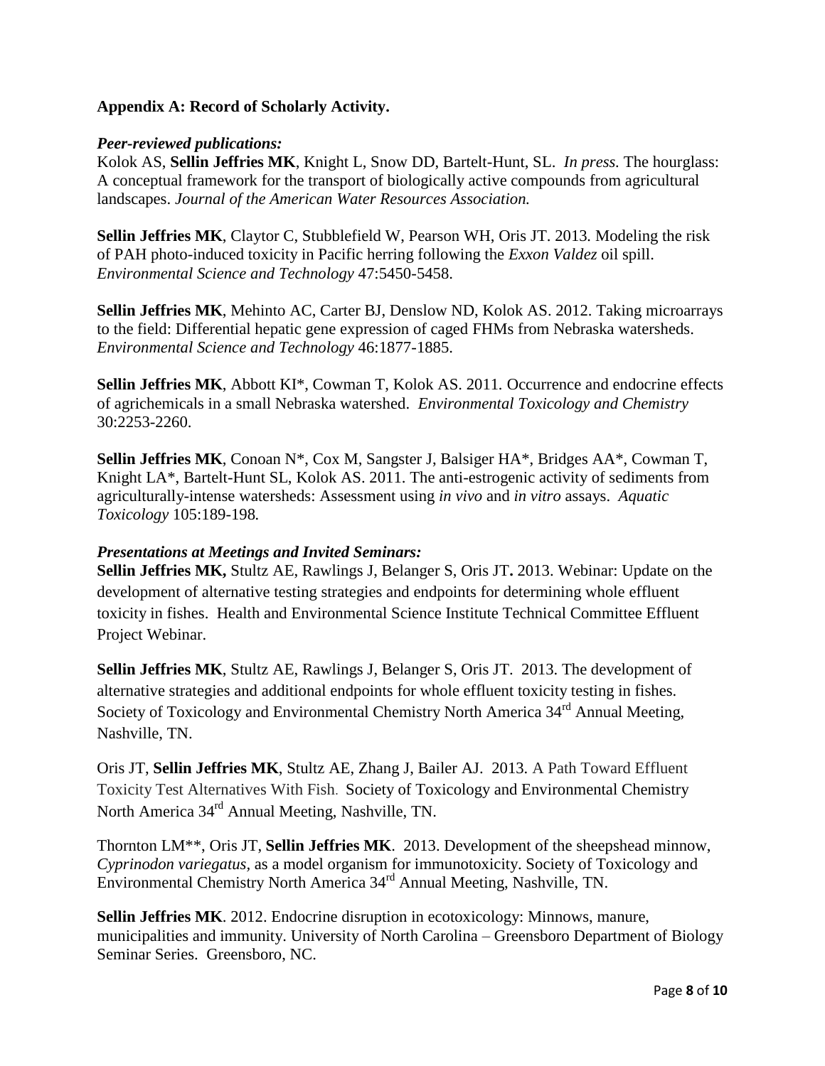**Appendix A: Record of Scholarly Activity.**

***Peer-reviewed publications:***

Kolok AS, **Sellin Jeffries MK**, Knight L, Snow DD, Bartelt-Hunt, SL. *In press.* The hourglass: A conceptual framework for the transport of biologically active compounds from agricultural landscapes. *Journal of the American Water Resources Association.*

**Sellin Jeffries MK**, Claytor C, Stubblefield W, Pearson WH, Oris JT. 2013. Modeling the risk of PAH photo-induced toxicity in Pacific herring following the *Exxon Valdez* oil spill. *Environmental Science and Technology* 47:5450-5458.

**Sellin Jeffries MK**, Mehinto AC, Carter BJ, Denslow ND, Kolok AS. 2012. Taking microarrays to the field: Differential hepatic gene expression of caged FHMs from Nebraska watersheds. *Environmental Science and Technology* 46:1877-1885.

**Sellin Jeffries MK**, Abbott KI*, Cowman T, Kolok AS. 2011. Occurrence and endocrine effects of agrichemicals in a small Nebraska watershed. *Environmental Toxicology and Chemistry* 30:2253-2260.

**Sellin Jeffries MK**, Conoan N*, Cox M, Sangster J, Balsiger HA*, Bridges AA*, Cowman T, Knight LA*, Bartelt-Hunt SL, Kolok AS. 2011. The anti-estrogenic activity of sediments from agriculturally-intense watersheds: Assessment using *in vivo* and *in vitro* assays. *Aquatic Toxicology* 105:189-198.

***Presentations at Meetings and Invited Seminars:***

**Sellin Jeffries MK,** Stultz AE, Rawlings J, Belanger S, Oris JT**.** 2013. Webinar: Update on the development of alternative testing strategies and endpoints for determining whole effluent toxicity in fishes. Health and Environmental Science Institute Technical Committee Effluent Project Webinar.

**Sellin Jeffries MK**, Stultz AE, Rawlings J, Belanger S, Oris JT. 2013. The development of alternative strategies and additional endpoints for whole effluent toxicity testing in fishes. Society of Toxicology and Environmental Chemistry North America 34rd Annual Meeting, Nashville, TN.

Oris JT, **Sellin Jeffries MK**, Stultz AE, Zhang J, Bailer AJ. 2013. A Path Toward Effluent Toxicity Test Alternatives With Fish. Society of Toxicology and Environmental Chemistry North America 34rd Annual Meeting, Nashville, TN.

Thornton LM**, Oris JT, **Sellin Jeffries MK**. 2013. Development of the sheepshead minnow, *Cyprinodon variegatus*, as a model organism for immunotoxicity. Society of Toxicology and Environmental Chemistry North America 34rd Annual Meeting, Nashville, TN.

**Sellin Jeffries MK**. 2012. Endocrine disruption in ecotoxicology: Minnows, manure, municipalities and immunity. University of North Carolina – Greensboro Department of Biology Seminar Series. Greensboro, NC.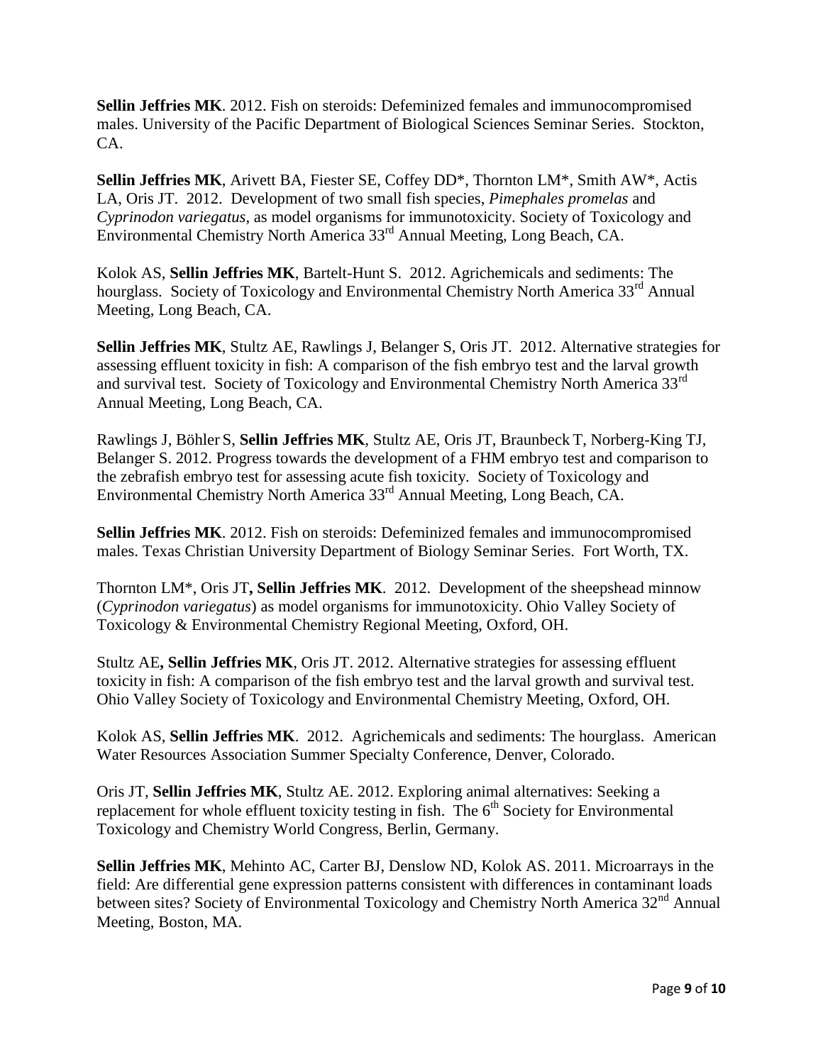**Sellin Jeffries MK**. 2012. Fish on steroids: Defeminized females and immunocompromised males. University of the Pacific Department of Biological Sciences Seminar Series. Stockton, CA.

**Sellin Jeffries MK**, Arivett BA, Fiester SE, Coffey DD*, Thornton LM*, Smith AW*, Actis LA, Oris JT. 2012. Development of two small fish species, *Pimephales promelas* and *Cyprinodon variegatus*, as model organisms for immunotoxicity. Society of Toxicology and Environmental Chemistry North America 33rd Annual Meeting, Long Beach, CA.

Kolok AS, **Sellin Jeffries MK**, Bartelt-Hunt S. 2012. Agrichemicals and sediments: The hourglass. Society of Toxicology and Environmental Chemistry North America 33rd Annual Meeting, Long Beach, CA.

**Sellin Jeffries MK**, Stultz AE, Rawlings J, Belanger S, Oris JT. 2012. Alternative strategies for assessing effluent toxicity in fish: A comparison of the fish embryo test and the larval growth and survival test. Society of Toxicology and Environmental Chemistry North America 33rd Annual Meeting, Long Beach, CA.

Rawlings J, Böhler S, **Sellin Jeffries MK**, Stultz AE, Oris JT, Braunbeck T, Norberg-King TJ, Belanger S. 2012. Progress towards the development of a FHM embryo test and comparison to the zebrafish embryo test for assessing acute fish toxicity. Society of Toxicology and Environmental Chemistry North America 33rd Annual Meeting, Long Beach, CA.

**Sellin Jeffries MK**. 2012. Fish on steroids: Defeminized females and immunocompromised males. Texas Christian University Department of Biology Seminar Series. Fort Worth, TX.

Thornton LM*, Oris JT**, Sellin Jeffries MK**. 2012. Development of the sheepshead minnow (*Cyprinodon variegatus*) as model organisms for immunotoxicity. Ohio Valley Society of Toxicology & Environmental Chemistry Regional Meeting, Oxford, OH.

Stultz AE**, Sellin Jeffries MK**, Oris JT. 2012. Alternative strategies for assessing effluent toxicity in fish: A comparison of the fish embryo test and the larval growth and survival test. Ohio Valley Society of Toxicology and Environmental Chemistry Meeting, Oxford, OH.

Kolok AS, **Sellin Jeffries MK**. 2012. Agrichemicals and sediments: The hourglass. American Water Resources Association Summer Specialty Conference, Denver, Colorado.

Oris JT, **Sellin Jeffries MK**, Stultz AE. 2012. Exploring animal alternatives: Seeking a replacement for whole effluent toxicity testing in fish. The 6th Society for Environmental Toxicology and Chemistry World Congress, Berlin, Germany.

**Sellin Jeffries MK**, Mehinto AC, Carter BJ, Denslow ND, Kolok AS. 2011. Microarrays in the field: Are differential gene expression patterns consistent with differences in contaminant loads between sites? Society of Environmental Toxicology and Chemistry North America 32nd Annual Meeting, Boston, MA.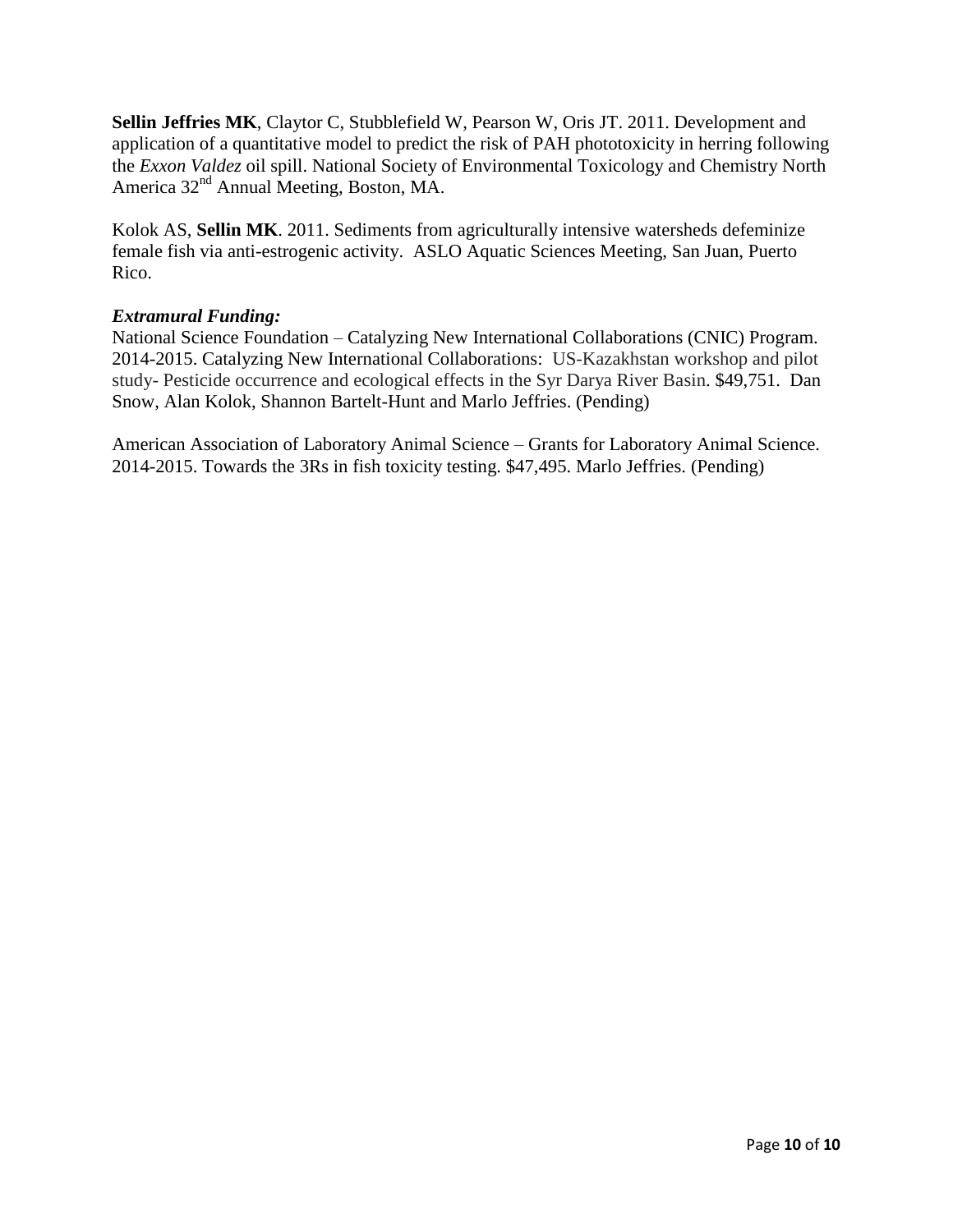**Sellin Jeffries MK**, Claytor C, Stubblefield W, Pearson W, Oris JT. 2011. Development and application of a quantitative model to predict the risk of PAH phototoxicity in herring following the *Exxon Valdez* oil spill. National Society of Environmental Toxicology and Chemistry North America 32nd Annual Meeting, Boston, MA.

Kolok AS, **Sellin MK**. 2011. Sediments from agriculturally intensive watersheds defeminize female fish via anti-estrogenic activity. ASLO Aquatic Sciences Meeting, San Juan, Puerto Rico.

***Extramural Funding:***

National Science Foundation – Catalyzing New International Collaborations (CNIC) Program. 2014-2015. Catalyzing New International Collaborations: US-Kazakhstan workshop and pilot study- Pesticide occurrence and ecological effects in the Syr Darya River Basin. $49,751. Dan Snow, Alan Kolok, Shannon Bartelt-Hunt and Marlo Jeffries. (Pending)

American Association of Laboratory Animal Science – Grants for Laboratory Animal Science. 2014-2015. Towards the 3Rs in fish toxicity testing. $47,495. Marlo Jeffries. (Pending)